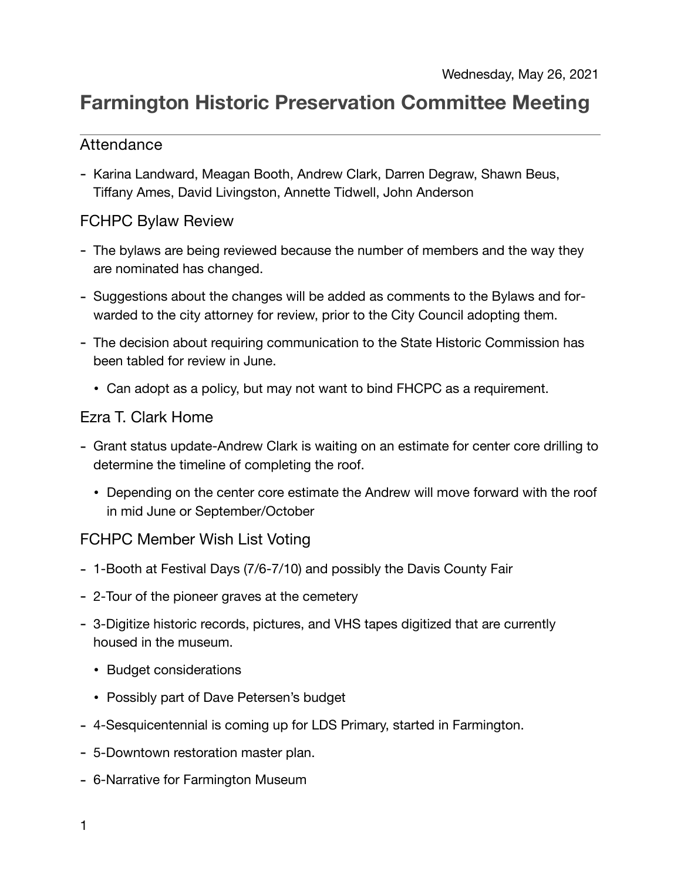Wednesday, May 26, 2021

# Farmington Historic Preservation Committee Meeting

## Attendance

- Karina Landward, Meagan Booth, Andrew Clark, Darren Degraw, Shawn Beus, Tiffany Ames, David Livingston, Annette Tidwell, John Anderson

## FCHPC Bylaw Review

- The bylaws are being reviewed because the number of members and the way they are nominated has changed.
- Suggestions about the changes will be added as comments to the Bylaws and forwarded to the city attorney for review, prior to the City Council adopting them.
- The decision about requiring communication to the State Historic Commission has been tabled for review in June.
  - Can adopt as a policy, but may not want to bind FHCPC as a requirement.

## Ezra T. Clark Home

- Grant status update-Andrew Clark is waiting on an estimate for center core drilling to determine the timeline of completing the roof.
  - Depending on the center core estimate the Andrew will move forward with the roof in mid June or September/October

## FCHPC Member Wish List Voting

- 1-Booth at Festival Days (7/6-7/10) and possibly the Davis County Fair
- 2-Tour of the pioneer graves at the cemetery
- 3-Digitize historic records, pictures, and VHS tapes digitized that are currently housed in the museum.
  - Budget considerations
  - Possibly part of Dave Petersen's budget
- 4-Sesquicentennial is coming up for LDS Primary, started in Farmington.
- 5-Downtown restoration master plan.
- 6-Narrative for Farmington Museum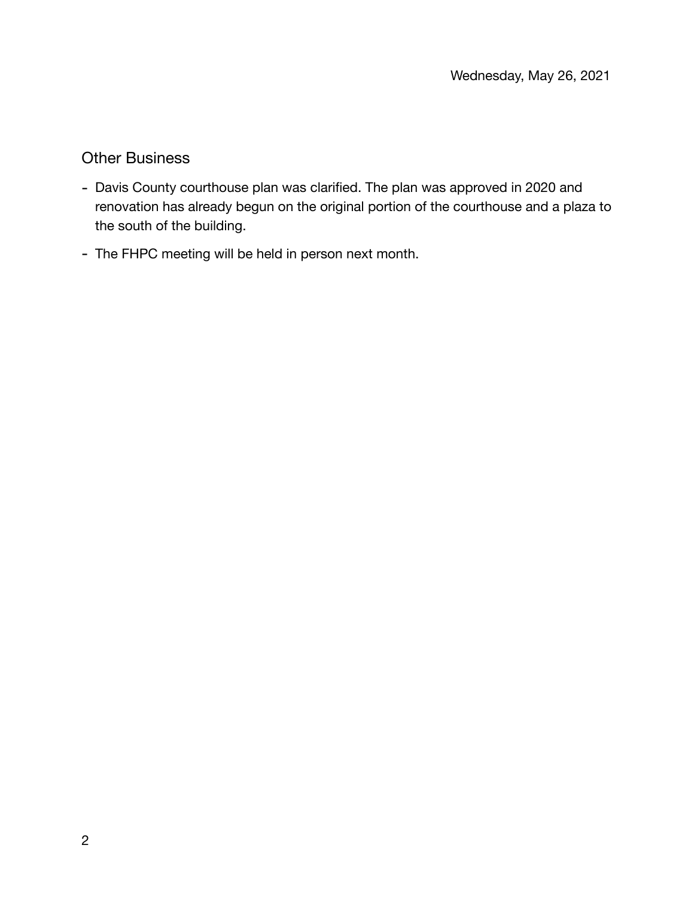## Other Business

- Davis County courthouse plan was clarified. The plan was approved in 2020 and renovation has already begun on the original portion of the courthouse and a plaza to the south of the building.
- The FHPC meeting will be held in person next month.